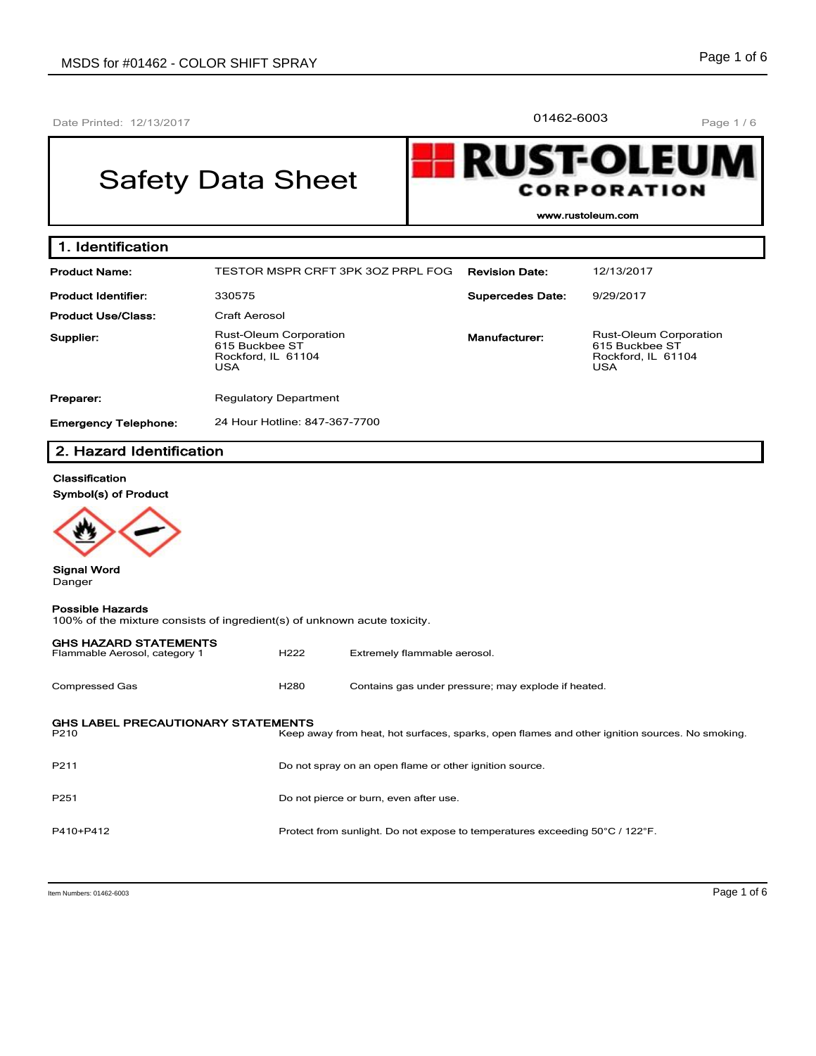Date Printed: 12/13/2017

01462-6003

# Safety Data Sheet

**RUST-OLEUM CORPORATION**
www.rustoleum.com

## 1. Identification

| | | | |
|---|---|---|---|
| **Product Name:** | TESTOR MSPR CRFT 3PK 3OZ PRPL FOG | **Revision Date:** | 12/13/2017 |
| **Product Identifier:** | 330575 | **Supercedes Date:** | 9/29/2017 |
| **Product Use/Class:** | Craft Aerosol | | |
| **Supplier:** | Rust-Oleum Corporation 615 Buckbee ST Rockford, IL 61104 USA | **Manufacturer:** | Rust-Oleum Corporation 615 Buckbee ST Rockford, IL 61104 USA |
| **Preparer:** | Regulatory Department | | |
| **Emergency Telephone:** | 24 Hour Hotline: 847-367-7700 | | |

## 2. Hazard Identification

**Classification**

**Symbol(s) of Product**

**Signal Word**
Danger

**Possible Hazards**
100% of the mixture consists of ingredient(s) of unknown acute toxicity.

**GHS HAZARD STATEMENTS**

| | | |
|---|---|---|
| Flammable Aerosol, category 1 | H222 | Extremely flammable aerosol. |
| Compressed Gas | H280 | Contains gas under pressure; may explode if heated. |

**GHS LABEL PRECAUTIONARY STATEMENTS**

| | |
|---|---|
| P210 | Keep away from heat, hot surfaces, sparks, open flames and other ignition sources. No smoking. |
| P211 | Do not spray on an open flame or other ignition source. |
| P251 | Do not pierce or burn, even after use. |
| P410+P412 | Protect from sunlight. Do not expose to temperatures exceeding 50°C / 122°F. |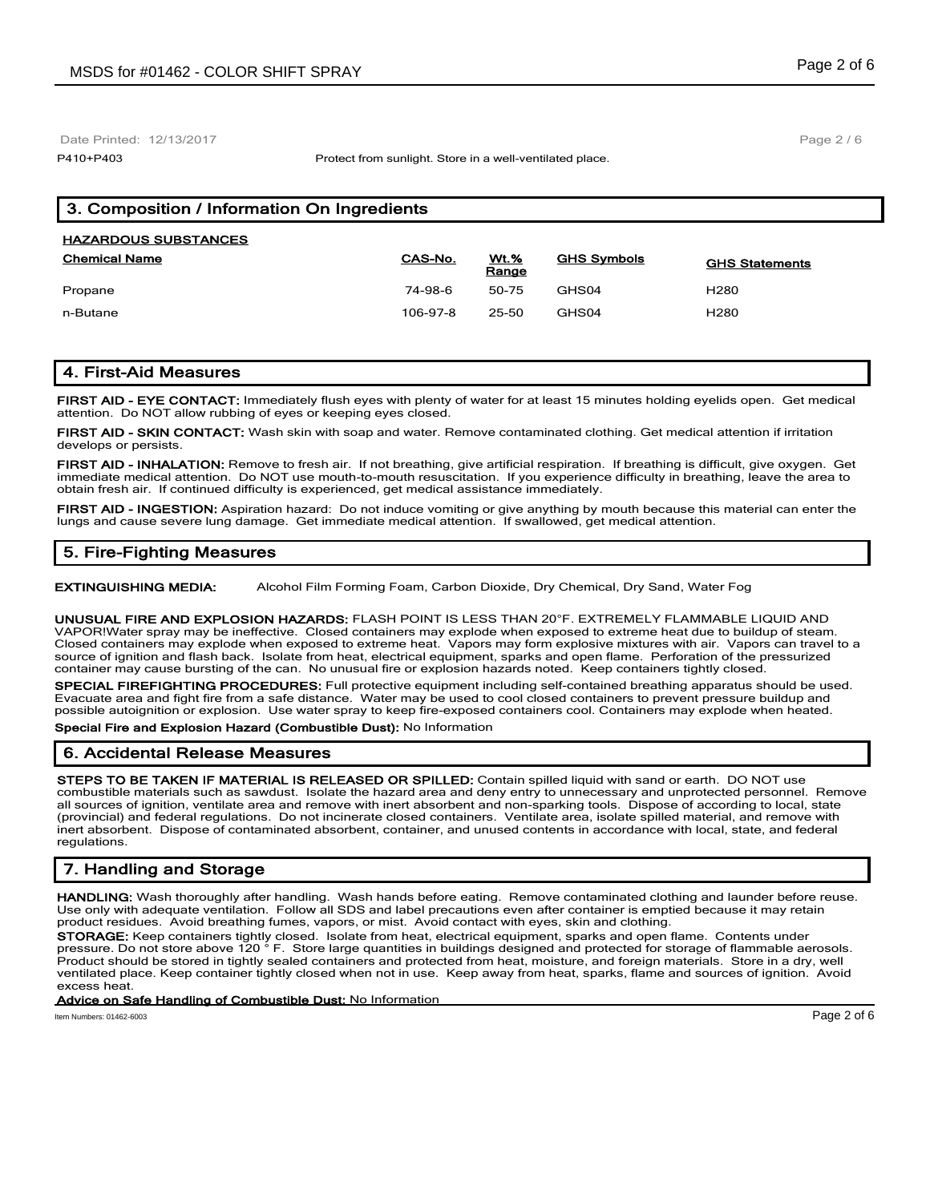| | |
|---|---|
| P410+P403 | Protect from sunlight. Store in a well-ventilated place. |

## 3. Composition / Information On Ingredients

**HAZARDOUS SUBSTANCES**

| Chemical Name | CAS-No. | Wt.% Range | GHS Symbols | GHS Statements |
|---|---|---|---|---|
| Propane | 74-98-6 | 50-75 | GHS04 | H280 |
| n-Butane | 106-97-8 | 25-50 | GHS04 | H280 |

## 4. First-Aid Measures

**FIRST AID - EYE CONTACT:** Immediately flush eyes with plenty of water for at least 15 minutes holding eyelids open. Get medical attention. Do NOT allow rubbing of eyes or keeping eyes closed.

**FIRST AID - SKIN CONTACT:** Wash skin with soap and water. Remove contaminated clothing. Get medical attention if irritation develops or persists.

**FIRST AID - INHALATION:** Remove to fresh air. If not breathing, give artificial respiration. If breathing is difficult, give oxygen. Get immediate medical attention. Do NOT use mouth-to-mouth resuscitation. If you experience difficulty in breathing, leave the area to obtain fresh air. If continued difficulty is experienced, get medical assistance immediately.

**FIRST AID - INGESTION:** Aspiration hazard: Do not induce vomiting or give anything by mouth because this material can enter the lungs and cause severe lung damage. Get immediate medical attention. If swallowed, get medical attention.

## 5. Fire-Fighting Measures

**EXTINGUISHING MEDIA:** Alcohol Film Forming Foam, Carbon Dioxide, Dry Chemical, Dry Sand, Water Fog

**UNUSUAL FIRE AND EXPLOSION HAZARDS:** FLASH POINT IS LESS THAN 20°F. EXTREMELY FLAMMABLE LIQUID AND VAPOR!Water spray may be ineffective. Closed containers may explode when exposed to extreme heat due to buildup of steam. Closed containers may explode when exposed to extreme heat. Vapors may form explosive mixtures with air. Vapors can travel to a source of ignition and flash back. Isolate from heat, electrical equipment, sparks and open flame. Perforation of the pressurized container may cause bursting of the can. No unusual fire or explosion hazards noted. Keep containers tightly closed.

**SPECIAL FIREFIGHTING PROCEDURES:** Full protective equipment including self-contained breathing apparatus should be used. Evacuate area and fight fire from a safe distance. Water may be used to cool closed containers to prevent pressure buildup and possible autoignition or explosion. Use water spray to keep fire-exposed containers cool. Containers may explode when heated.

**Special Fire and Explosion Hazard (Combustible Dust):** No Information

## 6. Accidental Release Measures

**STEPS TO BE TAKEN IF MATERIAL IS RELEASED OR SPILLED:** Contain spilled liquid with sand or earth. DO NOT use combustible materials such as sawdust. Isolate the hazard area and deny entry to unnecessary and unprotected personnel. Remove all sources of ignition, ventilate area and remove with inert absorbent and non-sparking tools. Dispose of according to local, state (provincial) and federal regulations. Do not incinerate closed containers. Ventilate area, isolate spilled material, and remove with inert absorbent. Dispose of contaminated absorbent, container, and unused contents in accordance with local, state, and federal regulations.

## 7. Handling and Storage

**HANDLING:** Wash thoroughly after handling. Wash hands before eating. Remove contaminated clothing and launder before reuse. Use only with adequate ventilation. Follow all SDS and label precautions even after container is emptied because it may retain product residues. Avoid breathing fumes, vapors, or mist. Avoid contact with eyes, skin and clothing.

**STORAGE:** Keep containers tightly closed. Isolate from heat, electrical equipment, sparks and open flame. Contents under pressure. Do not store above 120 ° F. Store large quantities in buildings designed and protected for storage of flammable aerosols. Product should be stored in tightly sealed containers and protected from heat, moisture, and foreign materials. Store in a dry, well ventilated place. Keep container tightly closed when not in use. Keep away from heat, sparks, flame and sources of ignition. Avoid excess heat.

**Advice on Safe Handling of Combustible Dust:** No Information

Item Numbers: 01462-6003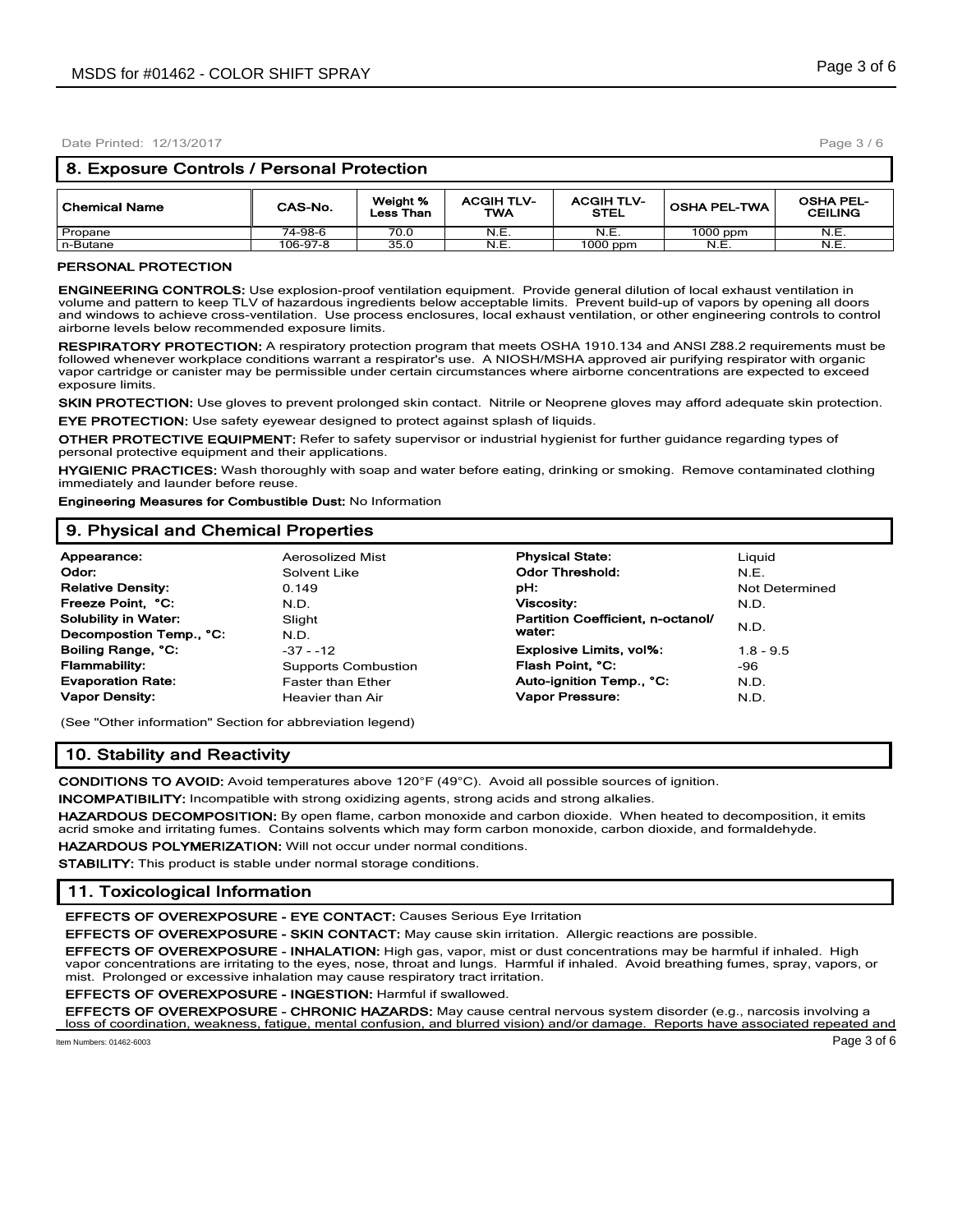## 8. Exposure Controls / Personal Protection

| Chemical Name | CAS-No. | Weight % Less Than | ACGIH TLV-TWA | ACGIH TLV-STEL | OSHA PEL-TWA | OSHA PEL-CEILING |
|---|---|---|---|---|---|---|
| Propane | 74-98-6 | 70.0 | N.E. | N.E. | 1000 ppm | N.E. |
| n-Butane | 106-97-8 | 35.0 | N.E. | 1000 ppm | N.E. | N.E. |

### PERSONAL PROTECTION

**ENGINEERING CONTROLS:** Use explosion-proof ventilation equipment. Provide general dilution of local exhaust ventilation in volume and pattern to keep TLV of hazardous ingredients below acceptable limits. Prevent build-up of vapors by opening all doors and windows to achieve cross-ventilation. Use process enclosures, local exhaust ventilation, or other engineering controls to control airborne levels below recommended exposure limits.

**RESPIRATORY PROTECTION:** A respiratory protection program that meets OSHA 1910.134 and ANSI Z88.2 requirements must be followed whenever workplace conditions warrant a respirator's use. A NIOSH/MSHA approved air purifying respirator with organic vapor cartridge or canister may be permissible under certain circumstances where airborne concentrations are expected to exceed exposure limits.

**SKIN PROTECTION:** Use gloves to prevent prolonged skin contact. Nitrile or Neoprene gloves may afford adequate skin protection.

**EYE PROTECTION:** Use safety eyewear designed to protect against splash of liquids.

**OTHER PROTECTIVE EQUIPMENT:** Refer to safety supervisor or industrial hygienist for further guidance regarding types of personal protective equipment and their applications.

**HYGIENIC PRACTICES:** Wash thoroughly with soap and water before eating, drinking or smoking. Remove contaminated clothing immediately and launder before reuse.

**Engineering Measures for Combustible Dust:** No Information

## 9. Physical and Chemical Properties

| | | | |
|---|---|---|---|
| **Appearance:** | Aerosolized Mist | **Physical State:** | Liquid |
| **Odor:** | Solvent Like | **Odor Threshold:** | N.E. |
| **Relative Density:** | 0.149 | **pH:** | Not Determined |
| **Freeze Point, °C:** | N.D. | **Viscosity:** | N.D. |
| **Solubility in Water:** | Slight | **Partition Coefficient, n-octanol/ water:** | N.D. |
| **Decompostion Temp., °C:** | N.D. | | |
| **Boiling Range, °C:** | -37 - -12 | **Explosive Limits, vol%:** | 1.8 - 9.5 |
| **Flammability:** | Supports Combustion | **Flash Point, °C:** | -96 |
| **Evaporation Rate:** | Faster than Ether | **Auto-ignition Temp., °C:** | N.D. |
| **Vapor Density:** | Heavier than Air | **Vapor Pressure:** | N.D. |

(See "Other information" Section for abbreviation legend)

## 10. Stability and Reactivity

**CONDITIONS TO AVOID:** Avoid temperatures above 120°F (49°C). Avoid all possible sources of ignition.

**INCOMPATIBILITY:** Incompatible with strong oxidizing agents, strong acids and strong alkalies.

**HAZARDOUS DECOMPOSITION:** By open flame, carbon monoxide and carbon dioxide. When heated to decomposition, it emits acrid smoke and irritating fumes. Contains solvents which may form carbon monoxide, carbon dioxide, and formaldehyde.

**HAZARDOUS POLYMERIZATION:** Will not occur under normal conditions.

**STABILITY:** This product is stable under normal storage conditions.

## 11. Toxicological Information

**EFFECTS OF OVEREXPOSURE - EYE CONTACT:** Causes Serious Eye Irritation

**EFFECTS OF OVEREXPOSURE - SKIN CONTACT:** May cause skin irritation. Allergic reactions are possible.

**EFFECTS OF OVEREXPOSURE - INHALATION:** High gas, vapor, mist or dust concentrations may be harmful if inhaled. High vapor concentrations are irritating to the eyes, nose, throat and lungs. Harmful if inhaled. Avoid breathing fumes, spray, vapors, or mist. Prolonged or excessive inhalation may cause respiratory tract irritation.

**EFFECTS OF OVEREXPOSURE - INGESTION:** Harmful if swallowed.

**EFFECTS OF OVEREXPOSURE - CHRONIC HAZARDS:** May cause central nervous system disorder (e.g., narcosis involving a loss of coordination, weakness, fatigue, mental confusion, and blurred vision) and/or damage. Reports have associated repeated and

Item Numbers: 01462-6003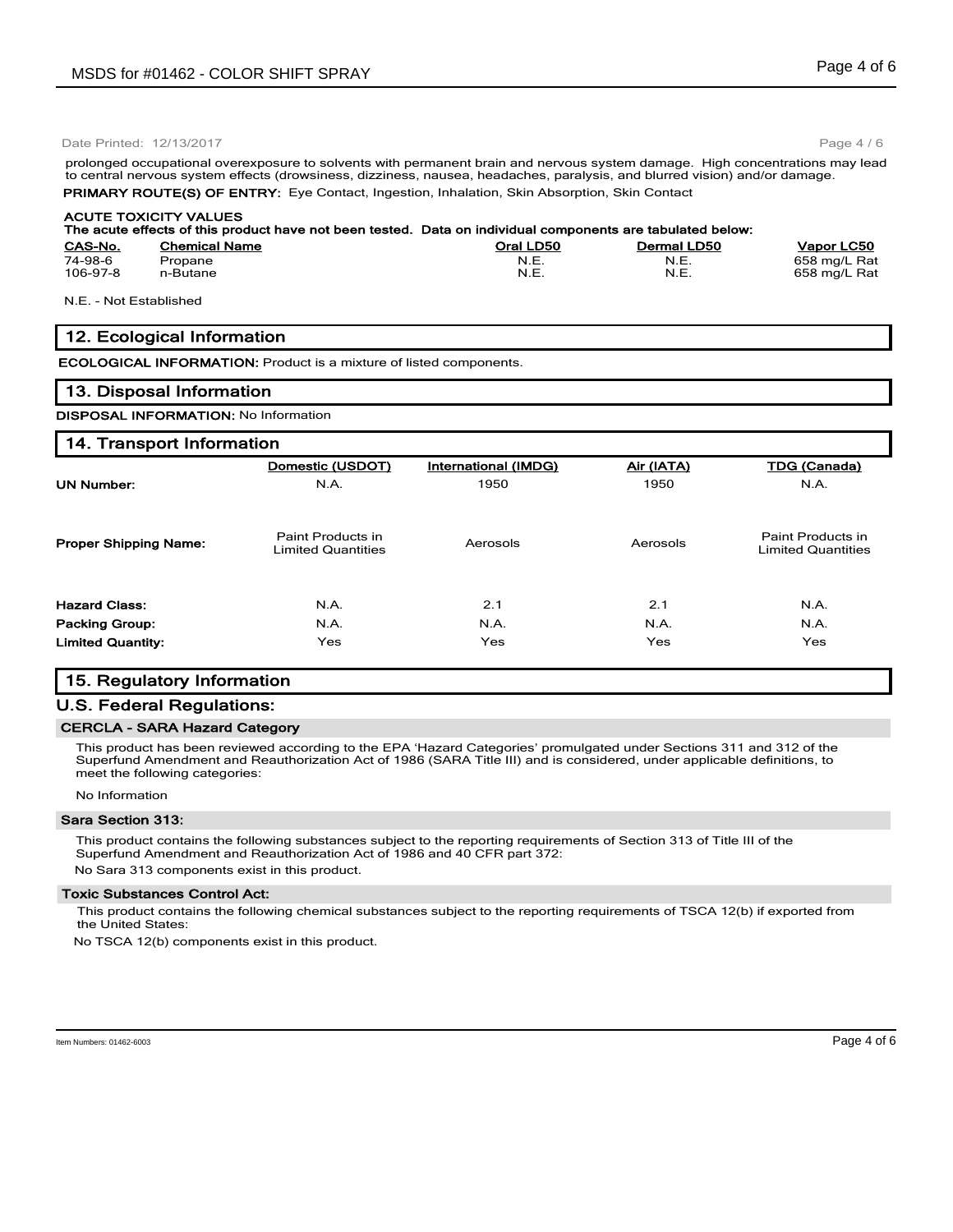prolonged occupational overexposure to solvents with permanent brain and nervous system damage. High concentrations may lead to central nervous system effects (drowsiness, dizziness, nausea, headaches, paralysis, and blurred vision) and/or damage.

**PRIMARY ROUTE(S) OF ENTRY:** Eye Contact, Ingestion, Inhalation, Skin Absorption, Skin Contact

**ACUTE TOXICITY VALUES**

**The acute effects of this product have not been tested. Data on individual components are tabulated below:**

| CAS-No. | Chemical Name | Oral LD50 | Dermal LD50 | Vapor LC50 |
|---|---|---|---|---|
| 74-98-6 | Propane | N.E. | N.E. | 658 mg/L Rat |
| 106-97-8 | n-Butane | N.E. | N.E. | 658 mg/L Rat |

N.E. - Not Established

## 12. Ecological Information

**ECOLOGICAL INFORMATION:** Product is a mixture of listed components.

## 13. Disposal Information

**DISPOSAL INFORMATION:** No Information

## 14. Transport Information

| | Domestic (USDOT) | International (IMDG) | Air (IATA) | TDG (Canada) |
|---|---|---|---|---|
| **UN Number:** | N.A. | 1950 | 1950 | N.A. |
| **Proper Shipping Name:** | Paint Products in Limited Quantities | Aerosols | Aerosols | Paint Products in Limited Quantities |
| **Hazard Class:** | N.A. | 2.1 | 2.1 | N.A. |
| **Packing Group:** | N.A. | N.A. | N.A. | N.A. |
| **Limited Quantity:** | Yes | Yes | Yes | Yes |

## 15. Regulatory Information

### U.S. Federal Regulations:

**CERCLA - SARA Hazard Category**

This product has been reviewed according to the EPA 'Hazard Categories' promulgated under Sections 311 and 312 of the Superfund Amendment and Reauthorization Act of 1986 (SARA Title III) and is considered, under applicable definitions, to meet the following categories:

No Information

**Sara Section 313:**

This product contains the following substances subject to the reporting requirements of Section 313 of Title III of the Superfund Amendment and Reauthorization Act of 1986 and 40 CFR part 372:

No Sara 313 components exist in this product.

**Toxic Substances Control Act:**

This product contains the following chemical substances subject to the reporting requirements of TSCA 12(b) if exported from the United States:

No TSCA 12(b) components exist in this product.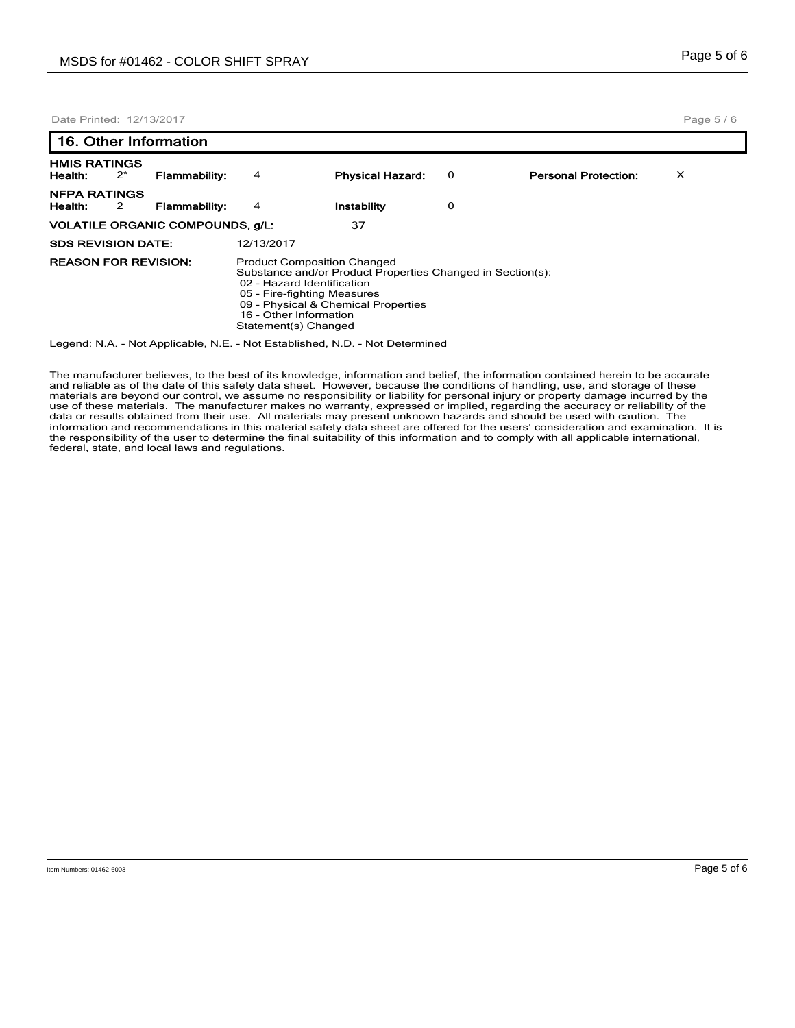Date Printed: 12/13/2017

## 16. Other Information

**HMIS RATINGS**

| | | | | | | | |
|---|---|---|---|---|---|---|---|
| **Health:** | 2* | **Flammability:** | 4 | **Physical Hazard:** | 0 | **Personal Protection:** | X |

**NFPA RATINGS**

| | | | | | |
|---|---|---|---|---|---|
| **Health:** | 2 | **Flammability:** | 4 | **Instability** | 0 |

**VOLATILE ORGANIC COMPOUNDS, g/L:** 37

**SDS REVISION DATE:** 12/13/2017

**REASON FOR REVISION:** Product Composition Changed
Substance and/or Product Properties Changed in Section(s):
02 - Hazard Identification
05 - Fire-fighting Measures
09 - Physical & Chemical Properties
16 - Other Information
Statement(s) Changed

Legend: N.A. - Not Applicable, N.E. - Not Established, N.D. - Not Determined

The manufacturer believes, to the best of its knowledge, information and belief, the information contained herein to be accurate and reliable as of the date of this safety data sheet. However, because the conditions of handling, use, and storage of these materials are beyond our control, we assume no responsibility or liability for personal injury or property damage incurred by the use of these materials. The manufacturer makes no warranty, expressed or implied, regarding the accuracy or reliability of the data or results obtained from their use. All materials may present unknown hazards and should be used with caution. The information and recommendations in this material safety data sheet are offered for the users' consideration and examination. It is the responsibility of the user to determine the final suitability of this information and to comply with all applicable international, federal, state, and local laws and regulations.

Item Numbers: 01462-6003